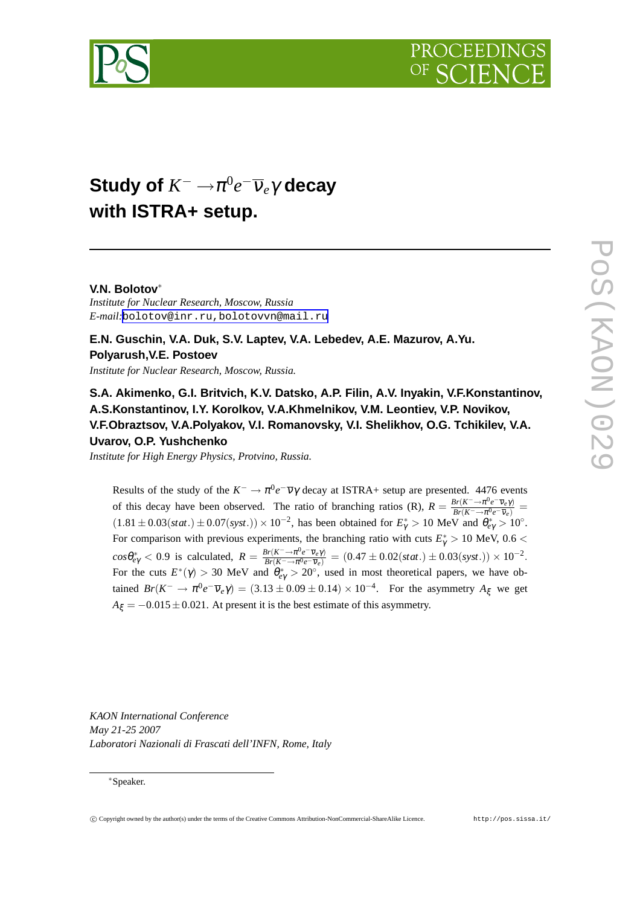# Study of $K^- \to \pi^0 e^- \overline{\nu}_e \gamma$ decay with ISTRA+ setup.

**V.N. Bolotov***

*Institute for Nuclear Research, Moscow, Russia*

*E-mail:* bolotov@inr.ru,bolotovvn@mail.ru

**E.N. Guschin, V.A. Duk, S.V. Laptev, V.A. Lebedev, A.E. Mazurov, A.Yu. Polyarush,V.E. Postoev**

*Institute for Nuclear Research, Moscow, Russia.*

**S.A. Akimenko, G.I. Britvich, K.V. Datsko, A.P. Filin, A.V. Inyakin, V.F.Konstantinov, A.S.Konstantinov, I.Y. Korolkov, V.A.Khmelnikov, V.M. Leontiev, V.P. Novikov, V.F.Obraztsov, V.A.Polyakov, V.I. Romanovsky, V.I. Shelikhov, O.G. Tchikilev, V.A. Uvarov, O.P. Yushchenko**

*Institute for High Energy Physics, Protvino, Russia.*

Results of the study of the $K^- \to \pi^0 e^- \overline{\nu} \gamma$ decay at ISTRA+ setup are presented. 4476 events of this decay have been observed. The ratio of branching ratios (R), $R = \frac{Br(K^- \to \pi^0 e^- \overline{\nu}_e \gamma)}{Br(K^- \to \pi^0 e^- \overline{\nu}_e)} = (1.81 \pm 0.03(stat.) \pm 0.07(syst.)) \times 10^{-2}$, has been obtained for $E^*_\gamma > 10$ MeV and $\theta^*_{e\gamma} > 10^\circ$. For comparison with previous experiments, the branching ratio with cuts $E^*_\gamma > 10$ MeV, $0.6 < cos\theta^*_{e\gamma} < 0.9$ is calculated, $R = \frac{Br(K^- \to \pi^0 e^- \overline{\nu}_e \gamma)}{Br(K^- \to \pi^0 e^- \overline{\nu}_e)} = (0.47 \pm 0.02(stat.) \pm 0.03(syst.)) \times 10^{-2}$. For the cuts $E^*(\gamma) > 30$ MeV and $\theta^*_{e\gamma} > 20^\circ$, used in most theoretical papers, we have obtained $Br(K^- \to \pi^0 e^- \overline{\nu}_e \gamma) = (3.13 \pm 0.09 \pm 0.14) \times 10^{-4}$. For the asymmetry $A_\xi$ we get $A_\xi = -0.015 \pm 0.021$. At present it is the best estimate of this asymmetry.

*KAON International Conference*
*May 21-25 2007*
*Laboratori Nazionali di Frascati dell'INFN, Rome, Italy*

*Speaker.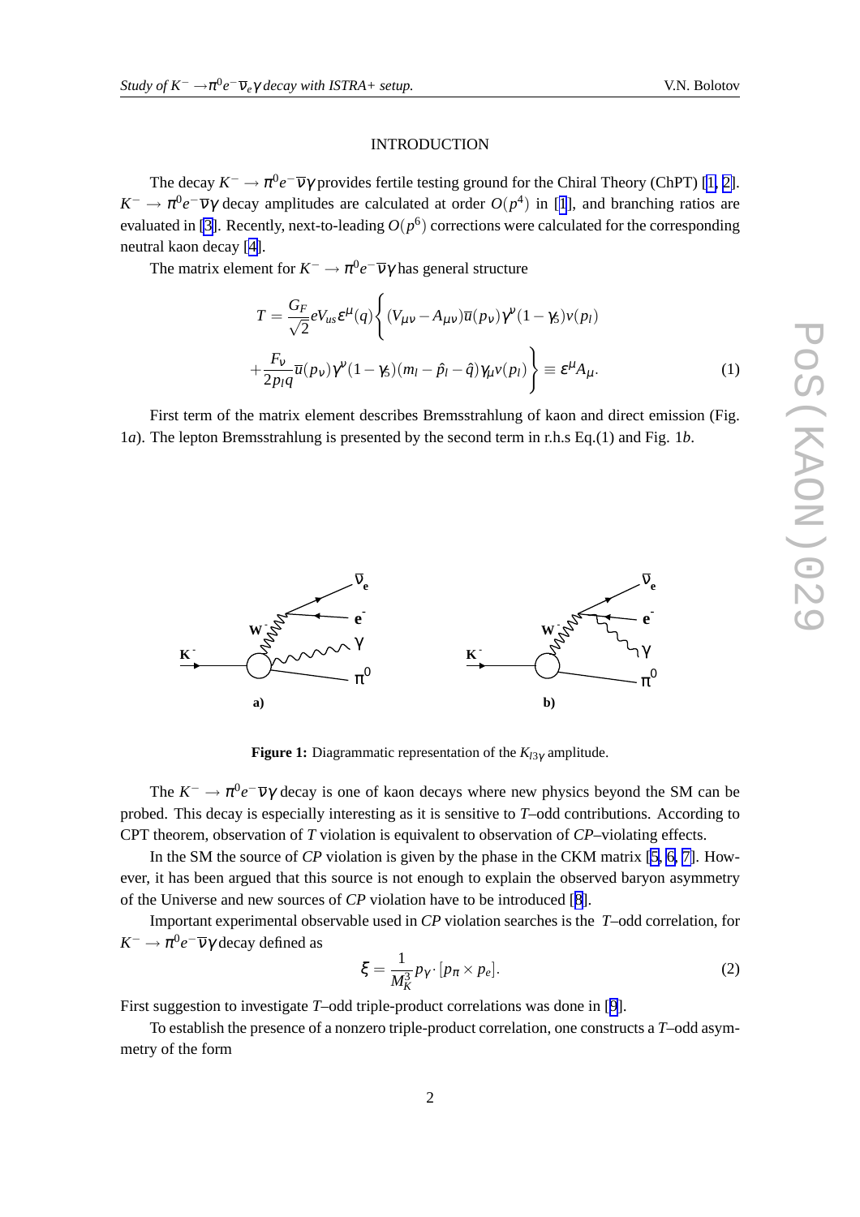INTRODUCTION

The decay $K^- \to \pi^0 e^- \overline{\nu}\gamma$ provides fertile testing ground for the Chiral Theory (ChPT) [1, 2]. $K^- \to \pi^0 e^- \overline{\nu}\gamma$ decay amplitudes are calculated at order $O(p^4)$ in [1], and branching ratios are evaluated in [3]. Recently, next-to-leading $O(p^6)$ corrections were calculated for the corresponding neutral kaon decay [4].

The matrix element for $K^- \to \pi^0 e^- \overline{\nu}\gamma$ has general structure

$$T = \frac{G_F}{\sqrt{2}} e V_{us} \varepsilon^{\mu}(q) \Bigg\{ (V_{\mu\nu} - A_{\mu\nu}) \overline{u}(p_\nu) \gamma^{\nu}(1-\gamma_5) v(p_l)$$

$$+ \frac{F_\nu}{2 p_l q} \overline{u}(p_\nu) \gamma^{\nu}(1-\gamma_5)(m_l - \hat{p}_l - \hat{q}) \gamma_\mu v(p_l) \Bigg\} \equiv \varepsilon^{\mu} A_{\mu}. \tag{1}$$

First term of the matrix element describes Bremsstrahlung of kaon and direct emission (Fig. 1*a*). The lepton Bremsstrahlung is presented by the second term in r.h.s Eq.(1) and Fig. 1*b*.

$\overline{\nu}_e$
$e^-$
$W^-$
$\gamma$
$K^-$
$\pi^0$
a)

$\overline{\nu}_e$
$e^-$
$W^-$
$\gamma$
$K^-$
$\pi^0$
b)

**Figure 1:** Diagrammatic representation of the $K_{l3\gamma}$ amplitude.

The $K^- \to \pi^0 e^- \overline{\nu}\gamma$ decay is one of kaon decays where new physics beyond the SM can be probed. This decay is especially interesting as it is sensitive to *T*–odd contributions. According to CPT theorem, observation of *T* violation is equivalent to observation of *CP*–violating effects.

In the SM the source of *CP* violation is given by the phase in the CKM matrix [5, 6, 7]. However, it has been argued that this source is not enough to explain the observed baryon asymmetry of the Universe and new sources of *CP* violation have to be introduced [8].

Important experimental observable used in *CP* violation searches is the *T*–odd correlation, for $K^- \to \pi^0 e^- \overline{\nu}\gamma$ decay defined as

$$\xi = \frac{1}{M_K^3} p_\gamma \cdot [p_\pi \times p_e]. \tag{2}$$

First suggestion to investigate *T*–odd triple-product correlations was done in [9].

To establish the presence of a nonzero triple-product correlation, one constructs a *T*–odd asymmetry of the form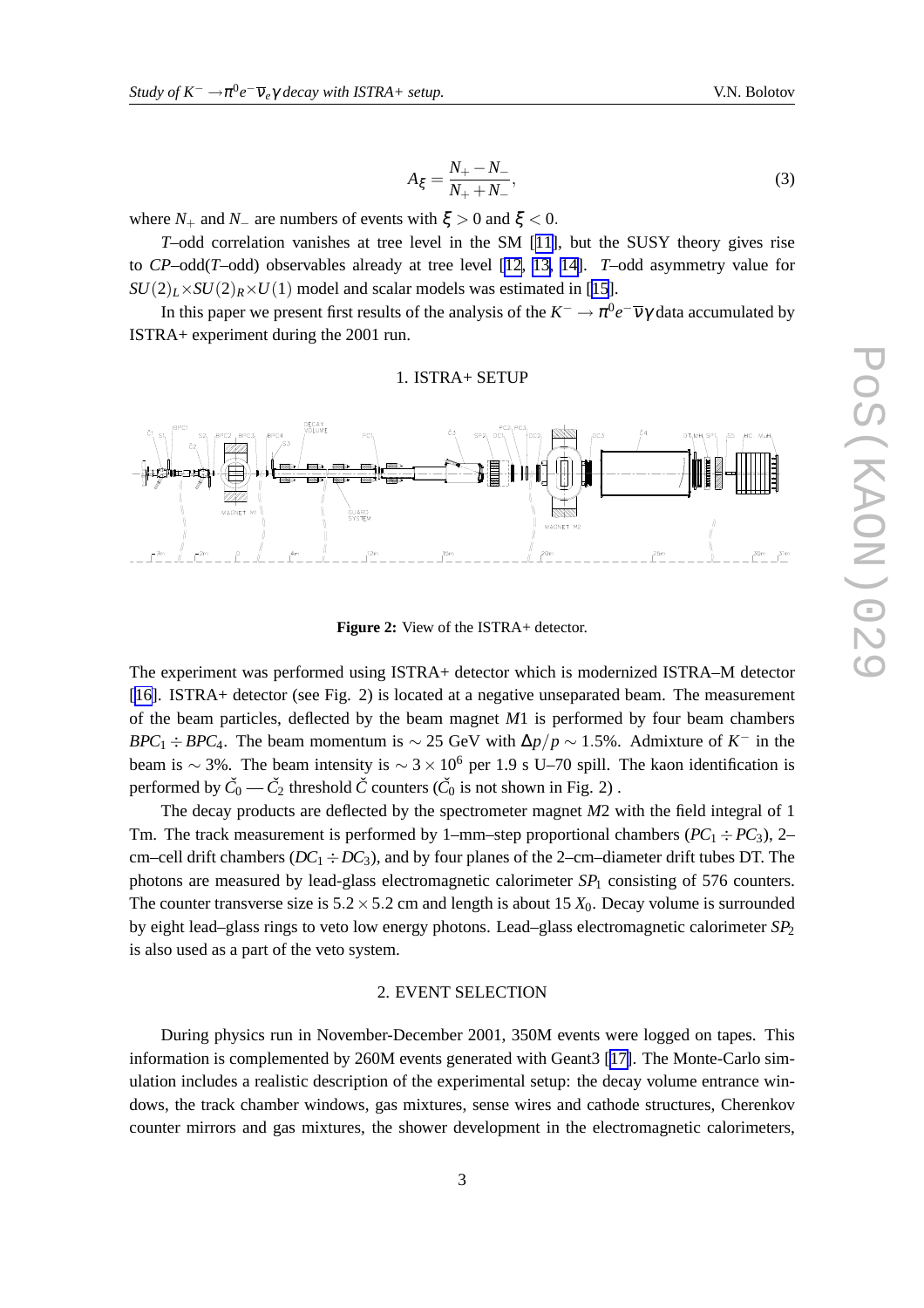$$A_\xi = \frac{N_+ - N_-}{N_+ + N_-}, \tag{3}$$

where $N_+$ and $N_-$ are numbers of events with $\xi > 0$ and $\xi < 0$.

*T*–odd correlation vanishes at tree level in the SM [11], but the SUSY theory gives rise to *CP*–odd(*T*–odd) observables already at tree level [12, 13, 14]. *T*–odd asymmetry value for $SU(2)_L \times SU(2)_R \times U(1)$ model and scalar models was estimated in [15].

In this paper we present first results of the analysis of the $K^- \to \pi^0 e^- \overline{\nu} \gamma$ data accumulated by ISTRA+ experiment during the 2001 run.

## 1. ISTRA+ SETUP

**Figure 2:** View of the ISTRA+ detector.

The experiment was performed using ISTRA+ detector which is modernized ISTRA–M detector [16]. ISTRA+ detector (see Fig. 2) is located at a negative unseparated beam. The measurement of the beam particles, deflected by the beam magnet *M*1 is performed by four beam chambers $BPC_1 \div BPC_4$. The beam momentum is $\sim 25$ GeV with $\Delta p/p \sim 1.5\%$. Admixture of $K^-$ in the beam is $\sim 3\%$. The beam intensity is $\sim 3 \times 10^6$ per 1.9 s U–70 spill. The kaon identification is performed by $\check{C}_0$ — $\check{C}_2$ threshold $\check{C}$ counters ($\check{C}_0$ is not shown in Fig. 2) .

The decay products are deflected by the spectrometer magnet *M*2 with the field integral of 1 Tm. The track measurement is performed by 1–mm–step proportional chambers ($PC_1 \div PC_3$), 2–cm–cell drift chambers ($DC_1 \div DC_3$), and by four planes of the 2–cm–diameter drift tubes DT. The photons are measured by lead-glass electromagnetic calorimeter $SP_1$ consisting of 576 counters. The counter transverse size is $5.2 \times 5.2$ cm and length is about 15 $X_0$. Decay volume is surrounded by eight lead–glass rings to veto low energy photons. Lead–glass electromagnetic calorimeter $SP_2$ is also used as a part of the veto system.

## 2. EVENT SELECTION

During physics run in November-December 2001, 350M events were logged on tapes. This information is complemented by 260M events generated with Geant3 [17]. The Monte-Carlo simulation includes a realistic description of the experimental setup: the decay volume entrance windows, the track chamber windows, gas mixtures, sense wires and cathode structures, Cherenkov counter mirrors and gas mixtures, the shower development in the electromagnetic calorimeters,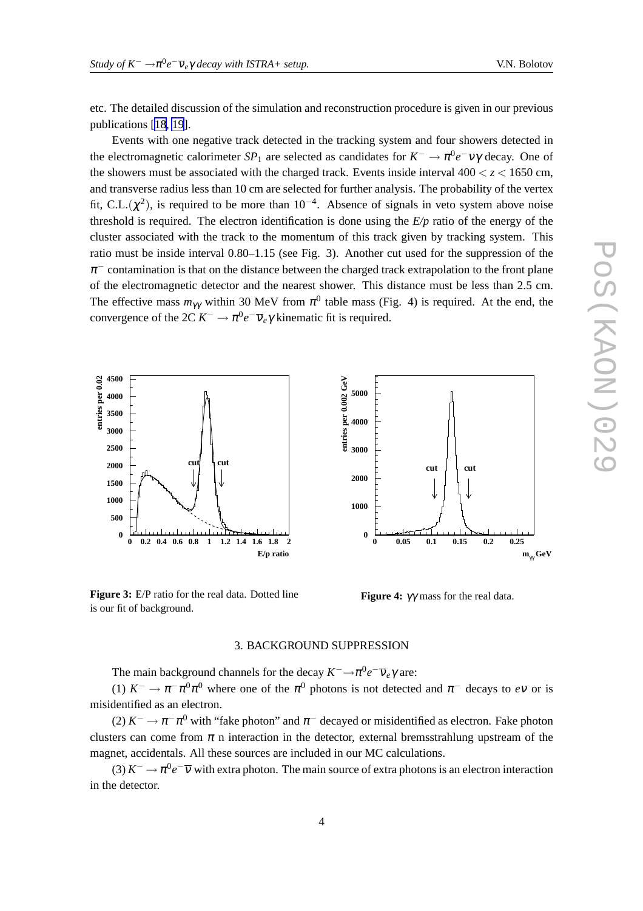etc. The detailed discussion of the simulation and reconstruction procedure is given in our previous publications [18, 19].

Events with one negative track detected in the tracking system and four showers detected in the electromagnetic calorimeter $SP_1$ are selected as candidates for $K^- \to \pi^0 e^- \nu \gamma$ decay. One of the showers must be associated with the charged track. Events inside interval $400 < z < 1650$ cm, and transverse radius less than 10 cm are selected for further analysis. The probability of the vertex fit, C.L.($\chi^2$), is required to be more than $10^{-4}$. Absence of signals in veto system above noise threshold is required. The electron identification is done using the *E/p* ratio of the energy of the cluster associated with the track to the momentum of this track given by tracking system. This ratio must be inside interval 0.80–1.15 (see Fig. 3). Another cut used for the suppression of the $\pi^-$ contamination is that on the distance between the charged track extrapolation to the front plane of the electromagnetic detector and the nearest shower. This distance must be less than 2.5 cm. The effective mass $m_{\gamma\gamma}$ within 30 MeV from $\pi^0$ table mass (Fig. 4) is required. At the end, the convergence of the 2C $K^- \to \pi^0 e^- \overline{\nu}_e \gamma$ kinematic fit is required.

entries per 0.02
4500
4000
3500
3000
2500
2000
1500
1000
500
0
cut
cut
0 0.2 0.4 0.6 0.8 1 1.2 1.4 1.6 1.8 2
E/p ratio

**Figure 3:** E/P ratio for the real data. Dotted line is our fit of background.

entries per 0.002 GeV
5000
4000
3000
2000
1000
0
cut
cut
0 0.05 0.1 0.15 0.2 0.25
$m_{\gamma\gamma}$ GeV

**Figure 4:** $\gamma\gamma$ mass for the real data.

## 3. BACKGROUND SUPPRESSION

The main background channels for the decay $K^- \to \pi^0 e^- \overline{\nu}_e \gamma$ are:

(1) $K^- \to \pi^- \pi^0 \pi^0$ where one of the $\pi^0$ photons is not detected and $\pi^-$ decays to $e\nu$ or is misidentified as an electron.

(2) $K^- \to \pi^- \pi^0$ with "fake photon" and $\pi^-$ decayed or misidentified as electron. Fake photon clusters can come from $\pi$ n interaction in the detector, external bremsstrahlung upstream of the magnet, accidentals. All these sources are included in our MC calculations.

(3) $K^- \to \pi^0 e^- \overline{\nu}$ with extra photon. The main source of extra photons is an electron interaction in the detector.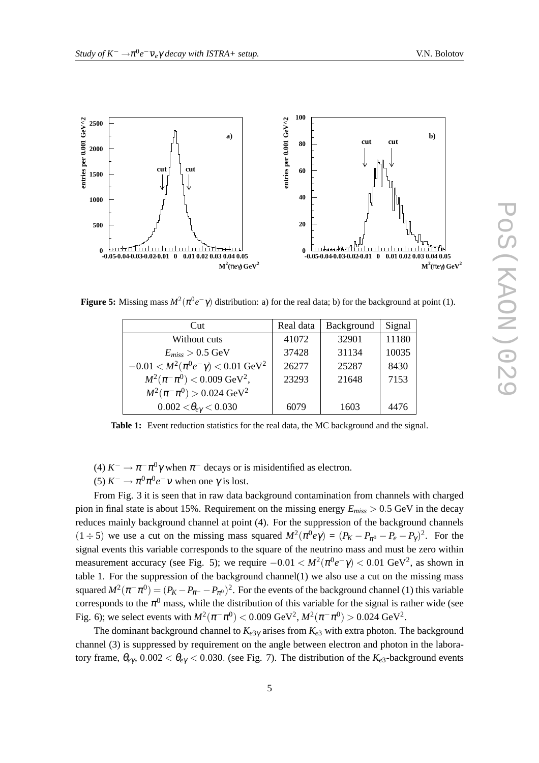a)

entries per 0.001 GeV^2

2500
2000
1500
1000
500
0

cut cut

-0.05-0.04-0.03-0.02-0.01 0 0.01 0.02 0.03 0.04 0.05

$M^2(\pi e\gamma)$ GeV$^2$

b)

entries per 0.001 GeV^2

100
80
60
40
20
0

cut cut

-0.05-0.04-0.03-0.02-0.01 0 0.01 0.02 0.03 0.04 0.05

$M^2(\pi e\gamma)$ GeV$^2$

**Figure 5:** Missing mass $M^2(\pi^0 e^- \gamma)$ distribution: a) for the real data; b) for the background at point (1).

| Cut | Real data | Background | Signal |
|---|---|---|---|
| Without cuts | 41072 | 32901 | 11180 |
| $E_{miss} > 0.5$ GeV | 37428 | 31134 | 10035 |
| $-0.01 < M^2(\pi^0 e^- \gamma) < 0.01$ GeV$^2$ | 26277 | 25287 | 8430 |
| $M^2(\pi^- \pi^0) < 0.009$ GeV$^2$, $M^2(\pi^- \pi^0) > 0.024$ GeV$^2$ | 23293 | 21648 | 7153 |
| $0.002 < \theta_{e\gamma} < 0.030$ | 6079 | 1603 | 4476 |

**Table 1:** Event reduction statistics for the real data, the MC background and the signal.

(4) $K^- \to \pi^- \pi^0 \gamma$ when $\pi^-$ decays or is misidentified as electron.

(5) $K^- \to \pi^0 \pi^0 e^- \nu$ when one $\gamma$ is lost.

From Fig. 3 it is seen that in raw data background contamination from channels with charged pion in final state is about 15%. Requirement on the missing energy $E_{miss} > 0.5$ GeV in the decay reduces mainly background channel at point (4). For the suppression of the background channels $(1 \div 5)$ we use a cut on the missing mass squared $M^2(\pi^0 e \gamma) = (P_K - P_{\pi^0} - P_e - P_\gamma)^2$. For the signal events this variable corresponds to the square of the neutrino mass and must be zero within measurement accuracy (see Fig. 5); we require $-0.01 < M^2(\pi^0 e^- \gamma) < 0.01$ GeV$^2$, as shown in table 1. For the suppression of the background channel(1) we also use a cut on the missing mass squared $M^2(\pi^- \pi^0) = (P_K - P_{\pi^-} - P_{\pi^0})^2$. For the events of the background channel (1) this variable corresponds to the $\pi^0$ mass, while the distribution of this variable for the signal is rather wide (see Fig. 6); we select events with $M^2(\pi^- \pi^0) < 0.009$ GeV$^2$, $M^2(\pi^- \pi^0) > 0.024$ GeV$^2$.

The dominant background channel to $K_{e3\gamma}$ arises from $K_{e3}$ with extra photon. The background channel (3) is suppressed by requirement on the angle between electron and photon in the laboratory frame, $\theta_{e\gamma}$, $0.002 < \theta_{e\gamma} < 0.030$. (see Fig. 7). The distribution of the $K_{e3}$-background events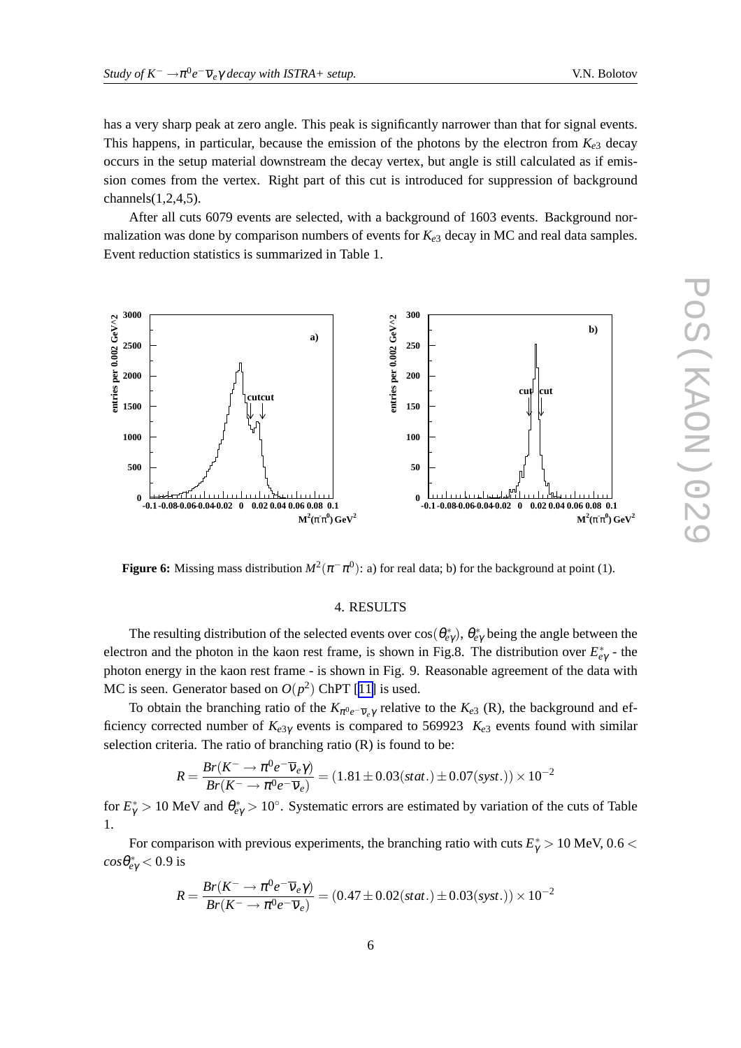has a very sharp peak at zero angle. This peak is significantly narrower than that for signal events. This happens, in particular, because the emission of the photons by the electron from $K_{e3}$ decay occurs in the setup material downstream the decay vertex, but angle is still calculated as if emission comes from the vertex. Right part of this cut is introduced for suppression of background channels(1,2,4,5).

After all cuts 6079 events are selected, with a background of 1603 events. Background normalization was done by comparison numbers of events for $K_{e3}$ decay in MC and real data samples. Event reduction statistics is summarized in Table 1.

a)
entries per 0.002 GeV^2
3000
2500
2000
1500
1000
500
0
cutcut
-0.1 -0.08 -0.06 -0.04 -0.02 0 0.02 0.04 0.06 0.08 0.1
$M^2(\pi^-\pi^0)$ GeV$^2$

b)
entries per 0.002 GeV^2
300
250
200
150
100
50
0
cut cut
-0.1 -0.08 -0.06 -0.04 -0.02 0 0.02 0.04 0.06 0.08 0.1
$M^2(\pi^-\pi^0)$ GeV$^2$

**Figure 6:** Missing mass distribution $M^2(\pi^-\pi^0)$: a) for real data; b) for the background at point (1).

## 4. RESULTS

The resulting distribution of the selected events over $\cos(\theta^*_{e\gamma})$, $\theta^*_{e\gamma}$ being the angle between the electron and the photon in the kaon rest frame, is shown in Fig.8. The distribution over $E^*_{e\gamma}$ - the photon energy in the kaon rest frame - is shown in Fig. 9. Reasonable agreement of the data with MC is seen. Generator based on $O(p^2)$ ChPT [11] is used.

To obtain the branching ratio of the $K_{\pi^0 e^- \overline{\nu}_e \gamma}$ relative to the $K_{e3}$ (R), the background and efficiency corrected number of $K_{e3\gamma}$ events is compared to 569923 $K_{e3}$ events found with similar selection criteria. The ratio of branching ratio (R) is found to be:

$$R = \frac{Br(K^- \to \pi^0 e^- \overline{\nu}_e \gamma)}{Br(K^- \to \pi^0 e^- \overline{\nu}_e)} = (1.81 \pm 0.03(stat.) \pm 0.07(syst.)) \times 10^{-2}$$

for $E^*_\gamma > 10$ MeV and $\theta^*_{e\gamma} > 10^\circ$. Systematic errors are estimated by variation of the cuts of Table 1.

For comparison with previous experiments, the branching ratio with cuts $E^*_\gamma > 10$ MeV, $0.6 < cos\theta^*_{e\gamma} < 0.9$ is

$$R = \frac{Br(K^- \to \pi^0 e^- \overline{\nu}_e \gamma)}{Br(K^- \to \pi^0 e^- \overline{\nu}_e)} = (0.47 \pm 0.02(stat.) \pm 0.03(syst.)) \times 10^{-2}$$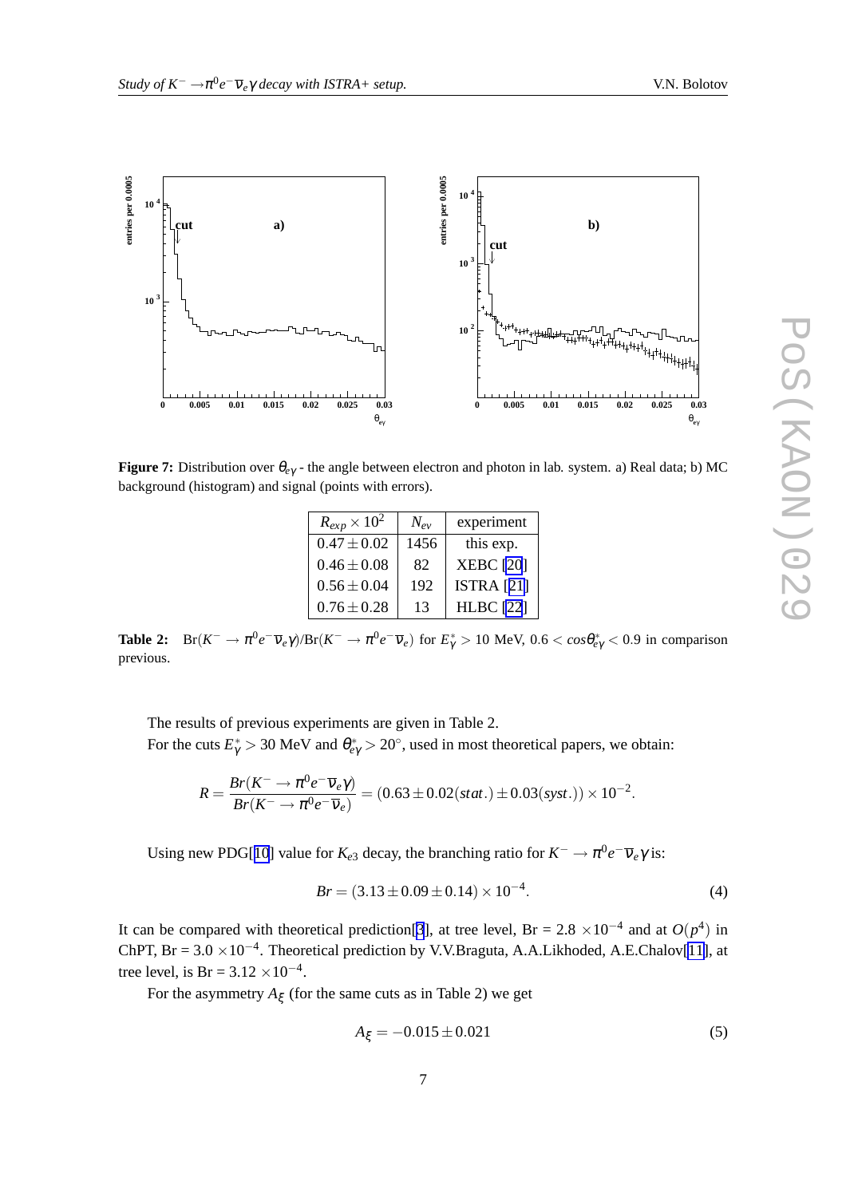entries per 0.0005

10 4

10 3

cut

a)

0 0.005 0.01 0.015 0.02 0.025 0.03

θeγ

entries per 0.0005

10 4

10 3

10 2

cut

b)

0 0.005 0.01 0.015 0.02 0.025 0.03

θeγ

**Figure 7:** Distribution over $\theta_{e\gamma}$ - the angle between electron and photon in lab. system. a) Real data; b) MC background (histogram) and signal (points with errors).

| $R_{exp} \times 10^2$ | $N_{ev}$ | experiment |
|---|---|---|
| $0.47 \pm 0.02$ | 1456 | this exp. |
| $0.46 \pm 0.08$ | 82 | XEBC [20] |
| $0.56 \pm 0.04$ | 192 | ISTRA [21] |
| $0.76 \pm 0.28$ | 13 | HLBC [22] |

**Table 2:** $\mathrm{Br}(K^- \to \pi^0 e^- \overline{\nu}_e \gamma)/\mathrm{Br}(K^- \to \pi^0 e^- \overline{\nu}_e)$ for $E^*_\gamma > 10$ MeV, $0.6 < cos\theta^*_{e\gamma} < 0.9$ in comparison previous.

The results of previous experiments are given in Table 2.

For the cuts $E^*_\gamma > 30$ MeV and $\theta^*_{e\gamma} > 20^\circ$, used in most theoretical papers, we obtain:

$$R = \frac{Br(K^- \to \pi^0 e^- \overline{\nu}_e \gamma)}{Br(K^- \to \pi^0 e^- \overline{\nu}_e)} = (0.63 \pm 0.02(stat.) \pm 0.03(syst.)) \times 10^{-2}.$$

Using new PDG[10] value for $K_{e3}$ decay, the branching ratio for $K^- \to \pi^0 e^- \overline{\nu}_e \gamma$ is:

$$Br = (3.13 \pm 0.09 \pm 0.14) \times 10^{-4}. \tag{4}$$

It can be compared with theoretical prediction[3], at tree level, Br = 2.8 $\times 10^{-4}$ and at $O(p^4)$ in ChPT, Br = 3.0 $\times 10^{-4}$. Theoretical prediction by V.V.Braguta, A.A.Likhoded, A.E.Chalov[11], at tree level, is Br = 3.12 $\times 10^{-4}$.

For the asymmetry $A_\xi$ (for the same cuts as in Table 2) we get

$$A_\xi = -0.015 \pm 0.021 \tag{5}$$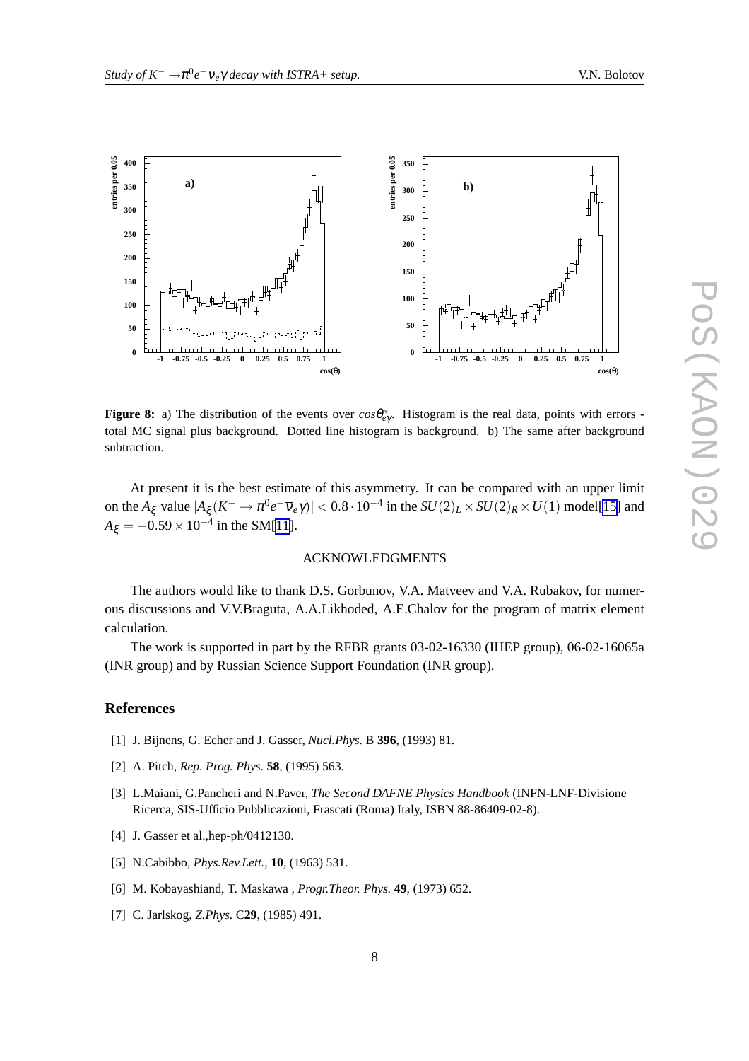a)

entries per 0.05

400
350
300
250
200
150
100
50
0

-1 -0.75 -0.5 -0.25 0 0.25 0.5 0.75 1

cos(θ)

b)

entries per 0.05

350
300
250
200
150
100
50
0

-1 -0.75 -0.5 -0.25 0 0.25 0.5 0.75 1

cos(θ)

**Figure 8:** a) The distribution of the events over $cos\theta^*_{e\gamma}$. Histogram is the real data, points with errors - total MC signal plus background. Dotted line histogram is background. b) The same after background subtraction.

At present it is the best estimate of this asymmetry. It can be compared with an upper limit on the $A_\xi$ value $|A_\xi(K^- \to \pi^0 e^- \overline{\nu}_e \gamma)| < 0.8 \cdot 10^{-4}$ in the $SU(2)_L \times SU(2)_R \times U(1)$ model[15] and $A_\xi = -0.59 \times 10^{-4}$ in the SM[11].

ACKNOWLEDGMENTS

The authors would like to thank D.S. Gorbunov, V.A. Matveev and V.A. Rubakov, for numerous discussions and V.V.Braguta, A.A.Likhoded, A.E.Chalov for the program of matrix element calculation.

The work is supported in part by the RFBR grants 03-02-16330 (IHEP group), 06-02-16065a (INR group) and by Russian Science Support Foundation (INR group).

## References

[1] J. Bijnens, G. Echer and J. Gasser, *Nucl.Phys.* B **396**, (1993) 81.

[2] A. Pitch, *Rep. Prog. Phys.* **58**, (1995) 563.

[3] L.Maiani, G.Pancheri and N.Paver, *The Second DAFNE Physics Handbook* (INFN-LNF-Divisione Ricerca, SIS-Ufficio Pubblicazioni, Frascati (Roma) Italy, ISBN 88-86409-02-8).

[4] J. Gasser et al.,hep-ph/0412130.

[5] N.Cabibbo, *Phys.Rev.Lett.*, **10**, (1963) 531.

[6] M. Kobayashiand, T. Maskawa , *Progr.Theor. Phys.* **49**, (1973) 652.

[7] C. Jarlskog, *Z.Phys.* C**29**, (1985) 491.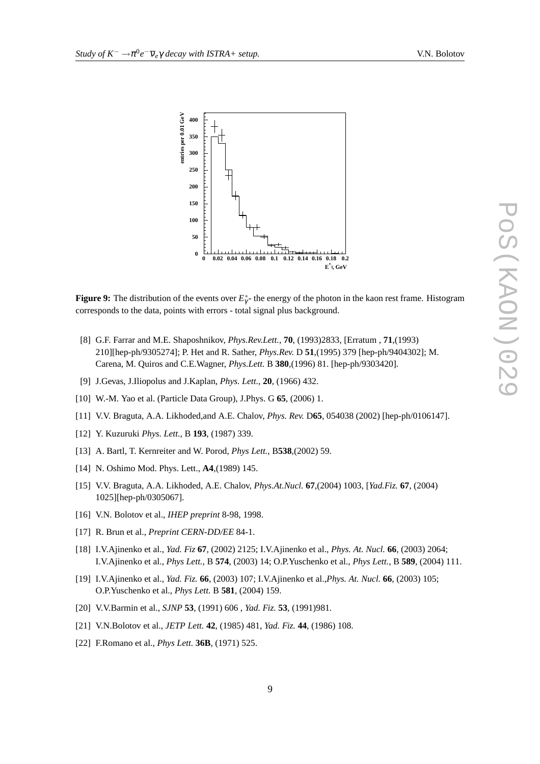entries per 0.01 GeV

400
350
300
250
200
150
100
50
0

0 0.02 0.04 0.06 0.08 0.1 0.12 0.14 0.16 0.18 0.2

$E^*_\gamma$, GeV

**Figure 9:** The distribution of the events over $E^*_\gamma$- the energy of the photon in the kaon rest frame. Histogram corresponds to the data, points with errors - total signal plus background.

[8] G.F. Farrar and M.E. Shaposhnikov, *Phys.Rev.Lett.*, **70**, (1993)2833, [Erratum , **71**,(1993) 210][hep-ph/9305274]; P. Het and R. Sather, *Phys.Rev.* D **51**,(1995) 379 [hep-ph/9404302]; M. Carena, M. Quiros and C.E.Wagner, *Phys.Lett.* B **380**,(1996) 81. [hep-ph/9303420].

[9] J.Gevas, J.Iliopolus and J.Kaplan, *Phys. Lett.*, **20**, (1966) 432.

[10] W.-M. Yao et al. (Particle Data Group), J.Phys. G **65**, (2006) 1.

[11] V.V. Braguta, A.A. Likhoded,and A.E. Chalov, *Phys. Rev.* D**65**, 054038 (2002) [hep-ph/0106147].

[12] Y. Kuzuruki *Phys. Lett.*, B **193**, (1987) 339.

[13] A. Bartl, T. Kernreiter and W. Porod, *Phys Lett.*, B**538**,(2002) 59.

[14] N. Oshimo Mod. Phys. Lett., **A4**,(1989) 145.

[15] V.V. Braguta, A.A. Likhoded, A.E. Chalov, *Phys.At.Nucl.* **67**,(2004) 1003, [*Yad.Fiz.* **67**, (2004) 1025][hep-ph/0305067].

[16] V.N. Bolotov et al., *IHEP preprint* 8-98, 1998.

[17] R. Brun et al., *Preprint CERN-DD/EE* 84-1.

[18] I.V.Ajinenko et al., *Yad. Fiz* **67**, (2002) 2125; I.V.Ajinenko et al., *Phys. At. Nucl.* **66**, (2003) 2064; I.V.Ajinenko et al., *Phys Lett.*, B **574**, (2003) 14; O.P.Yuschenko et al., *Phys Lett.*, B **589**, (2004) 111.

[19] I.V.Ajinenko et al., *Yad. Fiz.* **66**, (2003) 107; I.V.Ajinenko et al.,*Phys. At. Nucl.* **66**, (2003) 105; O.P.Yuschenko et al., *Phys Lett.* B **581**, (2004) 159.

[20] V.V.Barmin et al., *SJNP* **53**, (1991) 606 , *Yad. Fiz.* **53**, (1991)981.

[21] V.N.Bolotov et al., *JETP Lett.* **42**, (1985) 481, *Yad. Fiz.* **44**, (1986) 108.

[22] F.Romano et al., *Phys Lett.* **36B**, (1971) 525.